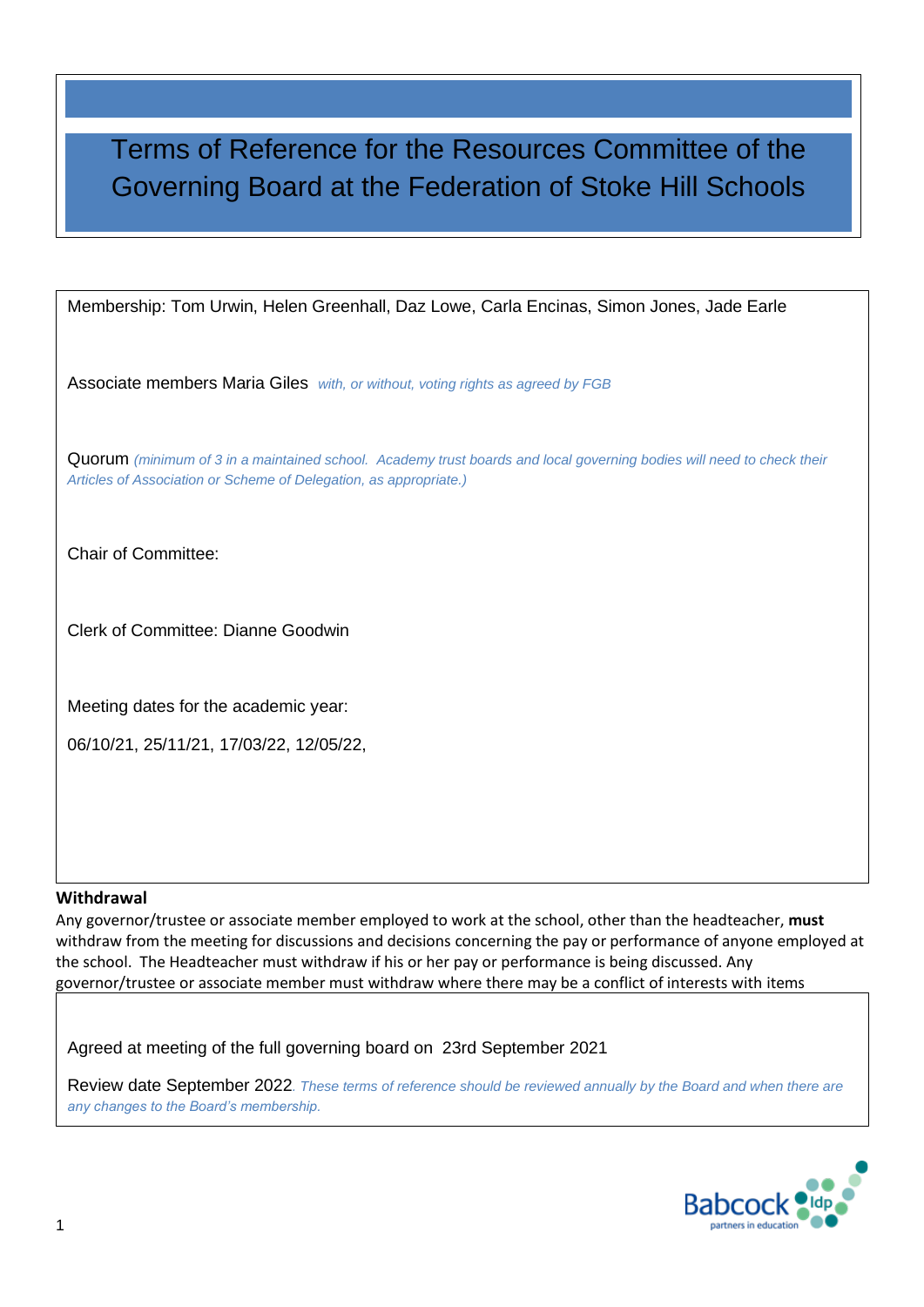# Terms of Reference for the Resources Committee of the Governing Board at the Federation of Stoke Hill Schools

Membership: Tom Urwin, Helen Greenhall, Daz Lowe, Carla Encinas, Simon Jones, Jade Earle

Associate members Maria Giles *with, or without, voting rights as agreed by FGB*

Quorum *(minimum of 3 in a maintained school. Academy trust boards and local governing bodies will need to check their Articles of Association or Scheme of Delegation, as appropriate.)*

Chair of Committee:

Clerk of Committee: Dianne Goodwin

Meeting dates for the academic year:

06/10/21, 25/11/21, 17/03/22, 12/05/22,

**Withdrawal**

Any governor/trustee or associate member employed to work at the school, other than the headteacher, **must** withdraw from the meeting for discussions and decisions concerning the pay or performance of anyone employed at the school. The Headteacher must withdraw if his or her pay or performance is being discussed. Any governor/trustee or associate member must withdraw where there may be a conflict of interests with items

Agreed at meeting of the full governing board on 23rd September 2021

Review date September 2022. *These terms of reference should be reviewed annually by the Board and when there are any changes to the Board's membership.*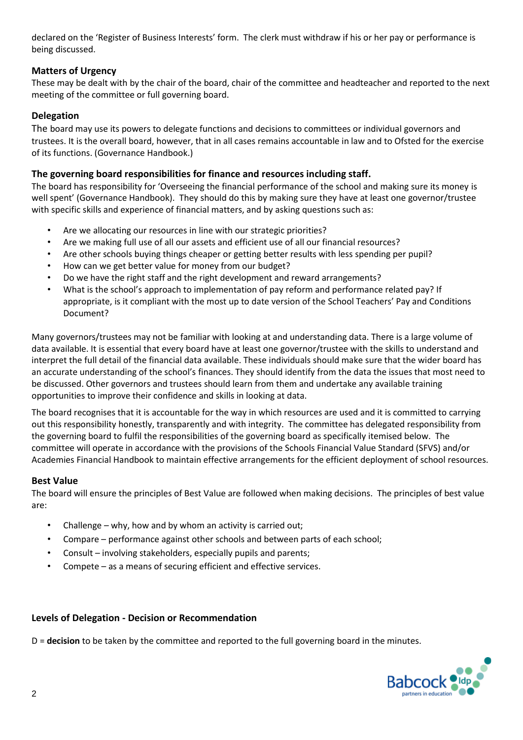declared on the 'Register of Business Interests' form. The clerk must withdraw if his or her pay or performance is being discussed.

### Matters of Urgency

These may be dealt with by the chair of the board, chair of the committee and headteacher and reported to the next meeting of the committee or full governing board.

### Delegation

The board may use its powers to delegate functions and decisions to committees or individual governors and trustees. It is the overall board, however, that in all cases remains accountable in law and to Ofsted for the exercise of its functions. (Governance Handbook.)

### The governing board responsibilities for finance and resources including staff.

The board has responsibility for 'Overseeing the financial performance of the school and making sure its money is well spent' (Governance Handbook). They should do this by making sure they have at least one governor/trustee with specific skills and experience of financial matters, and by asking questions such as:

- Are we allocating our resources in line with our strategic priorities?
- Are we making full use of all our assets and efficient use of all our financial resources?
- Are other schools buying things cheaper or getting better results with less spending per pupil?
- How can we get better value for money from our budget?
- Do we have the right staff and the right development and reward arrangements?
- What is the school's approach to implementation of pay reform and performance related pay? If appropriate, is it compliant with the most up to date version of the School Teachers' Pay and Conditions Document?

Many governors/trustees may not be familiar with looking at and understanding data. There is a large volume of data available. It is essential that every board have at least one governor/trustee with the skills to understand and interpret the full detail of the financial data available. These individuals should make sure that the wider board has an accurate understanding of the school's finances. They should identify from the data the issues that most need to be discussed. Other governors and trustees should learn from them and undertake any available training opportunities to improve their confidence and skills in looking at data.

The board recognises that it is accountable for the way in which resources are used and it is committed to carrying out this responsibility honestly, transparently and with integrity. The committee has delegated responsibility from the governing board to fulfil the responsibilities of the governing board as specifically itemised below. The committee will operate in accordance with the provisions of the Schools Financial Value Standard (SFVS) and/or Academies Financial Handbook to maintain effective arrangements for the efficient deployment of school resources.

### Best Value

The board will ensure the principles of Best Value are followed when making decisions. The principles of best value are:

- Challenge – why, how and by whom an activity is carried out;
- Compare – performance against other schools and between parts of each school;
- Consult – involving stakeholders, especially pupils and parents;
- Compete – as a means of securing efficient and effective services.

### Levels of Delegation - Decision or Recommendation

D = **decision** to be taken by the committee and reported to the full governing board in the minutes.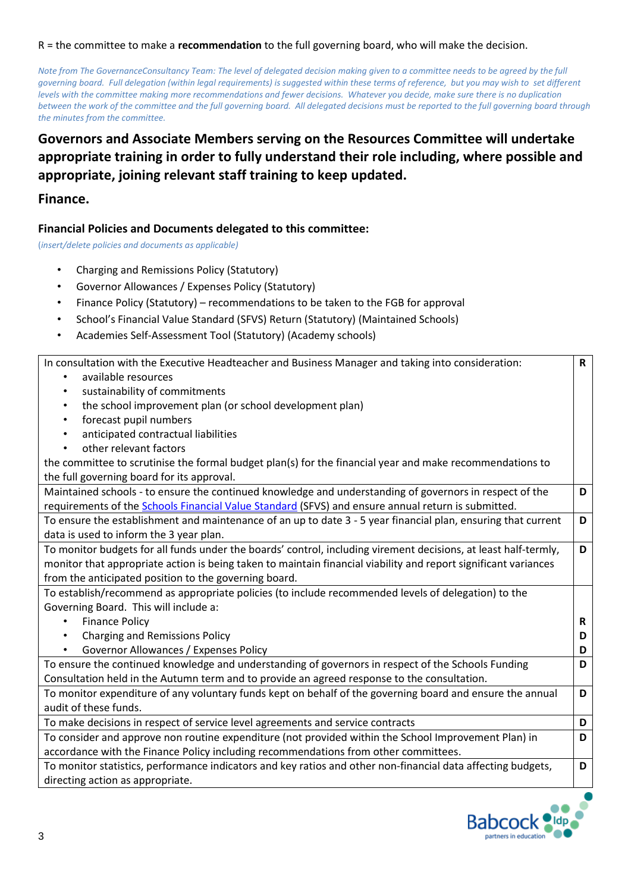R = the committee to make a **recommendation** to the full governing board, who will make the decision.

*Note from The GovernanceConsultancy Team: The level of delegated decision making given to a committee needs to be agreed by the full governing board. Full delegation (within legal requirements) is suggested within these terms of reference, but you may wish to set different levels with the committee making more recommendations and fewer decisions. Whatever you decide, make sure there is no duplication between the work of the committee and the full governing board. All delegated decisions must be reported to the full governing board through the minutes from the committee.*

## Governors and Associate Members serving on the Resources Committee will undertake appropriate training in order to fully understand their role including, where possible and appropriate, joining relevant staff training to keep updated.

## Finance.

### Financial Policies and Documents delegated to this committee:

(*insert/delete policies and documents as applicable)*

- Charging and Remissions Policy (Statutory)
- Governor Allowances / Expenses Policy (Statutory)
- Finance Policy (Statutory) – recommendations to be taken to the FGB for approval
- School's Financial Value Standard (SFVS) Return (Statutory) (Maintained Schools)
- Academies Self-Assessment Tool (Statutory) (Academy schools)

| | |
|---|---|
| In consultation with the Executive Headteacher and Business Manager and taking into consideration:<br>• available resources<br>• sustainability of commitments<br>• the school improvement plan (or school development plan)<br>• forecast pupil numbers<br>• anticipated contractual liabilities<br>• other relevant factors<br>the committee to scrutinise the formal budget plan(s) for the financial year and make recommendations to the full governing board for its approval. | R |
| Maintained schools - to ensure the continued knowledge and understanding of governors in respect of the requirements of the Schools Financial Value Standard (SFVS) and ensure annual return is submitted. | D |
| To ensure the establishment and maintenance of an up to date 3 - 5 year financial plan, ensuring that current data is used to inform the 3 year plan. | D |
| To monitor budgets for all funds under the boards' control, including virement decisions, at least half-termly, monitor that appropriate action is being taken to maintain financial viability and report significant variances from the anticipated position to the governing board. | D |
| To establish/recommend as appropriate policies (to include recommended levels of delegation) to the Governing Board. This will include a:<br>• Finance Policy<br>• Charging and Remissions Policy<br>• Governor Allowances / Expenses Policy | <br>R<br>D<br>D |
| To ensure the continued knowledge and understanding of governors in respect of the Schools Funding Consultation held in the Autumn term and to provide an agreed response to the consultation. | D |
| To monitor expenditure of any voluntary funds kept on behalf of the governing board and ensure the annual audit of these funds. | D |
| To make decisions in respect of service level agreements and service contracts | D |
| To consider and approve non routine expenditure (not provided within the School Improvement Plan) in accordance with the Finance Policy including recommendations from other committees. | D |
| To monitor statistics, performance indicators and key ratios and other non-financial data affecting budgets, directing action as appropriate. | D |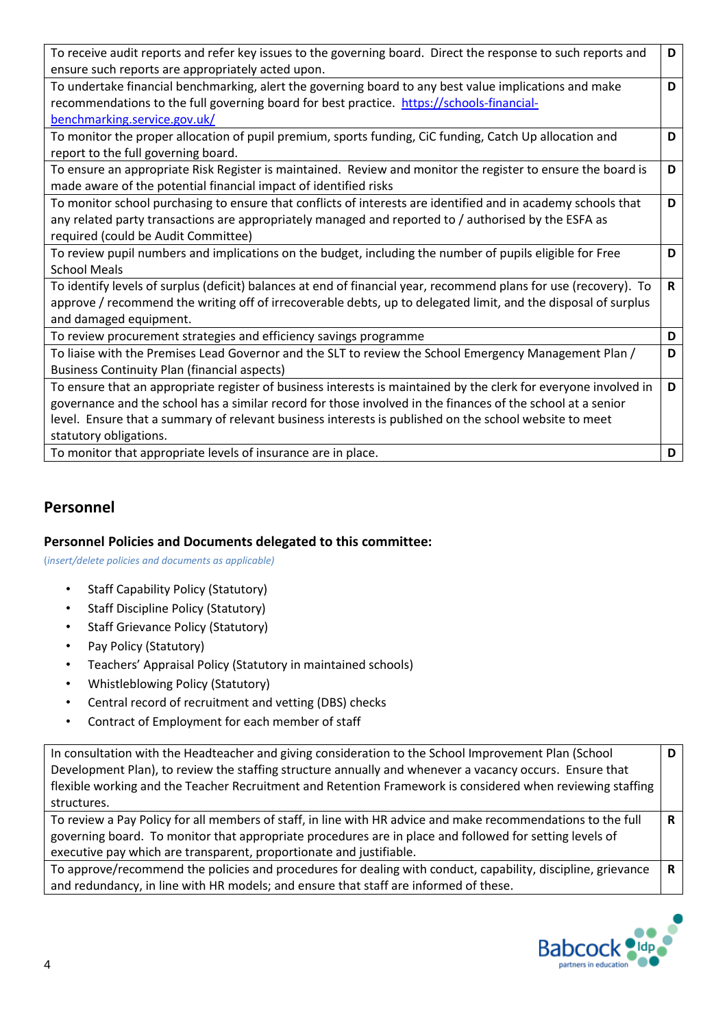| | |
|---|---|
| To receive audit reports and refer key issues to the governing board. Direct the response to such reports and ensure such reports are appropriately acted upon. | D |
| To undertake financial benchmarking, alert the governing board to any best value implications and make recommendations to the full governing board for best practice. [https://schools-financial-benchmarking.service.gov.uk/](https://schools-financial-benchmarking.service.gov.uk/) | D |
| To monitor the proper allocation of pupil premium, sports funding, CiC funding, Catch Up allocation and report to the full governing board. | D |
| To ensure an appropriate Risk Register is maintained. Review and monitor the register to ensure the board is made aware of the potential financial impact of identified risks | D |
| To monitor school purchasing to ensure that conflicts of interests are identified and in academy schools that any related party transactions are appropriately managed and reported to / authorised by the ESFA as required (could be Audit Committee) | D |
| To review pupil numbers and implications on the budget, including the number of pupils eligible for Free School Meals | D |
| To identify levels of surplus (deficit) balances at end of financial year, recommend plans for use (recovery). To approve / recommend the writing off of irrecoverable debts, up to delegated limit, and the disposal of surplus and damaged equipment. | R |
| To review procurement strategies and efficiency savings programme | D |
| To liaise with the Premises Lead Governor and the SLT to review the School Emergency Management Plan / Business Continuity Plan (financial aspects) | D |
| To ensure that an appropriate register of business interests is maintained by the clerk for everyone involved in governance and the school has a similar record for those involved in the finances of the school at a senior level. Ensure that a summary of relevant business interests is published on the school website to meet statutory obligations. | D |
| To monitor that appropriate levels of insurance are in place. | D |

## Personnel

### Personnel Policies and Documents delegated to this committee:

*(insert/delete policies and documents as applicable)*

- Staff Capability Policy (Statutory)
- Staff Discipline Policy (Statutory)
- Staff Grievance Policy (Statutory)
- Pay Policy (Statutory)
- Teachers' Appraisal Policy (Statutory in maintained schools)
- Whistleblowing Policy (Statutory)
- Central record of recruitment and vetting (DBS) checks
- Contract of Employment for each member of staff

| | |
|---|---|
| In consultation with the Headteacher and giving consideration to the School Improvement Plan (School Development Plan), to review the staffing structure annually and whenever a vacancy occurs. Ensure that flexible working and the Teacher Recruitment and Retention Framework is considered when reviewing staffing structures. | D |
| To review a Pay Policy for all members of staff, in line with HR advice and make recommendations to the full governing board. To monitor that appropriate procedures are in place and followed for setting levels of executive pay which are transparent, proportionate and justifiable. | R |
| To approve/recommend the policies and procedures for dealing with conduct, capability, discipline, grievance and redundancy, in line with HR models; and ensure that staff are informed of these. | R |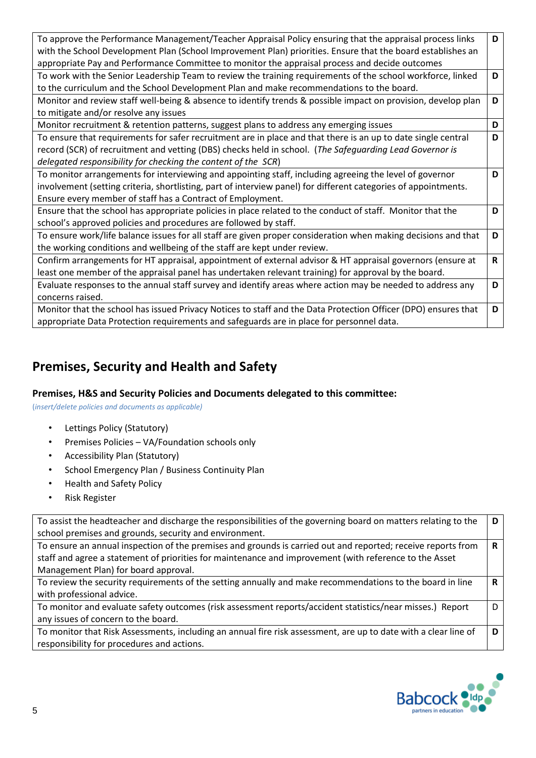| | |
|---|---|
| To approve the Performance Management/Teacher Appraisal Policy ensuring that the appraisal process links with the School Development Plan (School Improvement Plan) priorities. Ensure that the board establishes an appropriate Pay and Performance Committee to monitor the appraisal process and decide outcomes | **D** |
| To work with the Senior Leadership Team to review the training requirements of the school workforce, linked to the curriculum and the School Development Plan and make recommendations to the board. | **D** |
| Monitor and review staff well-being & absence to identify trends & possible impact on provision, develop plan to mitigate and/or resolve any issues | **D** |
| Monitor recruitment & retention patterns, suggest plans to address any emerging issues | **D** |
| To ensure that requirements for safer recruitment are in place and that there is an up to date single central record (SCR) of recruitment and vetting (DBS) checks held in school. (*The Safeguarding Lead Governor is delegated responsibility for checking the content of the SCR*) | **D** |
| To monitor arrangements for interviewing and appointing staff, including agreeing the level of governor involvement (setting criteria, shortlisting, part of interview panel) for different categories of appointments. Ensure every member of staff has a Contract of Employment. | **D** |
| Ensure that the school has appropriate policies in place related to the conduct of staff. Monitor that the school's approved policies and procedures are followed by staff. | **D** |
| To ensure work/life balance issues for all staff are given proper consideration when making decisions and that the working conditions and wellbeing of the staff are kept under review. | **D** |
| Confirm arrangements for HT appraisal, appointment of external advisor & HT appraisal governors (ensure at least one member of the appraisal panel has undertaken relevant training) for approval by the board. | **R** |
| Evaluate responses to the annual staff survey and identify areas where action may be needed to address any concerns raised. | **D** |
| Monitor that the school has issued Privacy Notices to staff and the Data Protection Officer (DPO) ensures that appropriate Data Protection requirements and safeguards are in place for personnel data. | **D** |

## Premises, Security and Health and Safety

### Premises, H&S and Security Policies and Documents delegated to this committee:

*(insert/delete policies and documents as applicable)*

- Lettings Policy (Statutory)
- Premises Policies – VA/Foundation schools only
- Accessibility Plan (Statutory)
- School Emergency Plan / Business Continuity Plan
- Health and Safety Policy
- Risk Register

| | |
|---|---|
| To assist the headteacher and discharge the responsibilities of the governing board on matters relating to the school premises and grounds, security and environment. | **D** |
| To ensure an annual inspection of the premises and grounds is carried out and reported; receive reports from staff and agree a statement of priorities for maintenance and improvement (with reference to the Asset Management Plan) for board approval. | **R** |
| To review the security requirements of the setting annually and make recommendations to the board in line with professional advice. | **R** |
| To monitor and evaluate safety outcomes (risk assessment reports/accident statistics/near misses.) Report any issues of concern to the board. | D |
| To monitor that Risk Assessments, including an annual fire risk assessment, are up to date with a clear line of responsibility for procedures and actions. | **D** |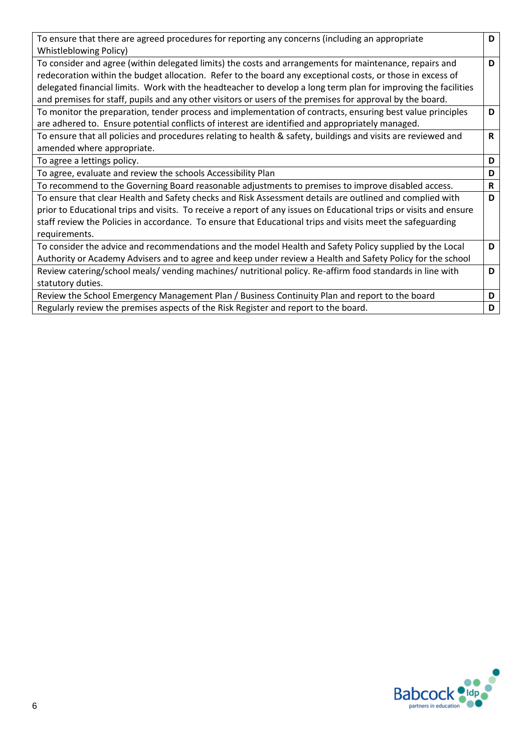| | |
|---|---|
| To ensure that there are agreed procedures for reporting any concerns (including an appropriate Whistleblowing Policy) | **D** |
| To consider and agree (within delegated limits) the costs and arrangements for maintenance, repairs and redecoration within the budget allocation. Refer to the board any exceptional costs, or those in excess of delegated financial limits. Work with the headteacher to develop a long term plan for improving the facilities and premises for staff, pupils and any other visitors or users of the premises for approval by the board. | **D** |
| To monitor the preparation, tender process and implementation of contracts, ensuring best value principles are adhered to. Ensure potential conflicts of interest are identified and appropriately managed. | **D** |
| To ensure that all policies and procedures relating to health & safety, buildings and visits are reviewed and amended where appropriate. | **R** |
| To agree a lettings policy. | **D** |
| To agree, evaluate and review the schools Accessibility Plan | **D** |
| To recommend to the Governing Board reasonable adjustments to premises to improve disabled access. | **R** |
| To ensure that clear Health and Safety checks and Risk Assessment details are outlined and complied with prior to Educational trips and visits. To receive a report of any issues on Educational trips or visits and ensure staff review the Policies in accordance. To ensure that Educational trips and visits meet the safeguarding requirements. | **D** |
| To consider the advice and recommendations and the model Health and Safety Policy supplied by the Local Authority or Academy Advisers and to agree and keep under review a Health and Safety Policy for the school | **D** |
| Review catering/school meals/ vending machines/ nutritional policy. Re-affirm food standards in line with statutory duties. | **D** |
| Review the School Emergency Management Plan / Business Continuity Plan and report to the board | **D** |
| Regularly review the premises aspects of the Risk Register and report to the board. | **D** |